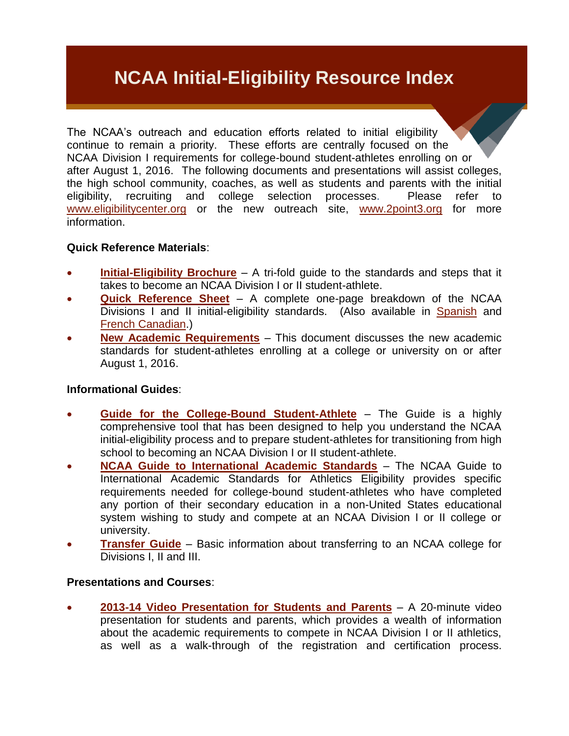# NCAA Initial-Eligibility Resource Index

The NCAA's outreach and education efforts related to initial eligibility continue to remain a priority. These efforts are centrally focused on the NCAA Division I requirements for college-bound student-athletes enrolling on or after August 1, 2016. The following documents and presentations will assist colleges, the high school community, coaches, as well as students and parents with the initial eligibility, recruiting and college selection processes. Please refer to www.eligibilitycenter.org or the new outreach site, www.2point3.org for more information.

**Quick Reference Materials**:

- **Initial-Eligibility Brochure** – A tri-fold guide to the standards and steps that it takes to become an NCAA Division I or II student-athlete.
- **Quick Reference Sheet** – A complete one-page breakdown of the NCAA Divisions I and II initial-eligibility standards. (Also available in Spanish and French Canadian.)
- **New Academic Requirements** – This document discusses the new academic standards for student-athletes enrolling at a college or university on or after August 1, 2016.

**Informational Guides**:

- **Guide for the College-Bound Student-Athlete** – The Guide is a highly comprehensive tool that has been designed to help you understand the NCAA initial-eligibility process and to prepare student-athletes for transitioning from high school to becoming an NCAA Division I or II student-athlete.
- **NCAA Guide to International Academic Standards** – The NCAA Guide to International Academic Standards for Athletics Eligibility provides specific requirements needed for college-bound student-athletes who have completed any portion of their secondary education in a non-United States educational system wishing to study and compete at an NCAA Division I or II college or university.
- **Transfer Guide** – Basic information about transferring to an NCAA college for Divisions I, II and III.

**Presentations and Courses**:

- **2013-14 Video Presentation for Students and Parents** – A 20-minute video presentation for students and parents, which provides a wealth of information about the academic requirements to compete in NCAA Division I or II athletics, as well as a walk-through of the registration and certification process.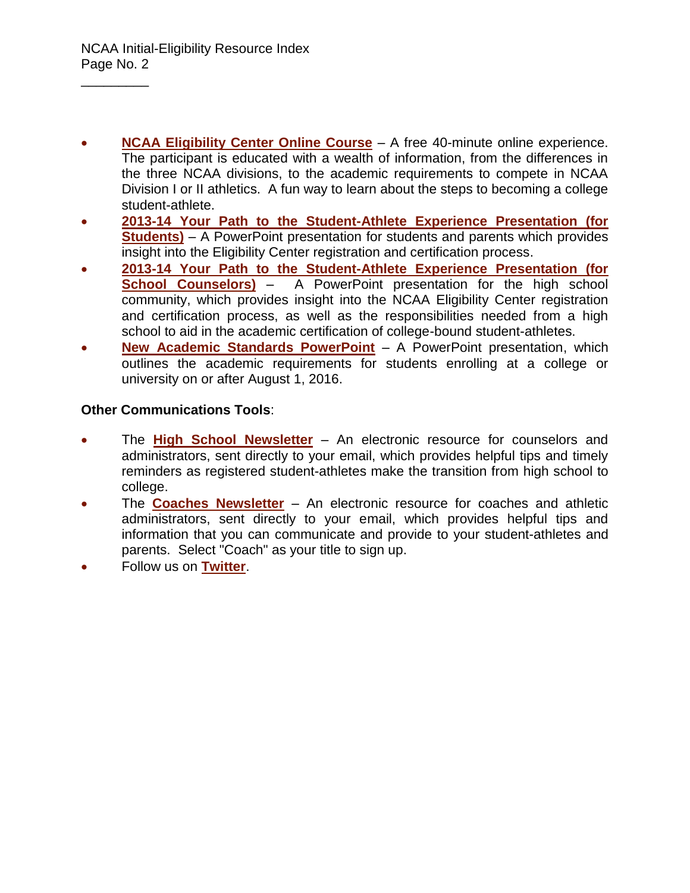- **NCAA Eligibility Center Online Course** – A free 40-minute online experience. The participant is educated with a wealth of information, from the differences in the three NCAA divisions, to the academic requirements to compete in NCAA Division I or II athletics. A fun way to learn about the steps to becoming a college student-athlete.
- **2013-14 Your Path to the Student-Athlete Experience Presentation (for Students)** – A PowerPoint presentation for students and parents which provides insight into the Eligibility Center registration and certification process.
- **2013-14 Your Path to the Student-Athlete Experience Presentation (for School Counselors)** – A PowerPoint presentation for the high school community, which provides insight into the NCAA Eligibility Center registration and certification process, as well as the responsibilities needed from a high school to aid in the academic certification of college-bound student-athletes.
- **New Academic Standards PowerPoint** – A PowerPoint presentation, which outlines the academic requirements for students enrolling at a college or university on or after August 1, 2016.

**Other Communications Tools**:

- The **High School Newsletter** – An electronic resource for counselors and administrators, sent directly to your email, which provides helpful tips and timely reminders as registered student-athletes make the transition from high school to college.
- The **Coaches Newsletter** – An electronic resource for coaches and athletic administrators, sent directly to your email, which provides helpful tips and information that you can communicate and provide to your student-athletes and parents. Select "Coach" as your title to sign up.
- Follow us on **Twitter**.